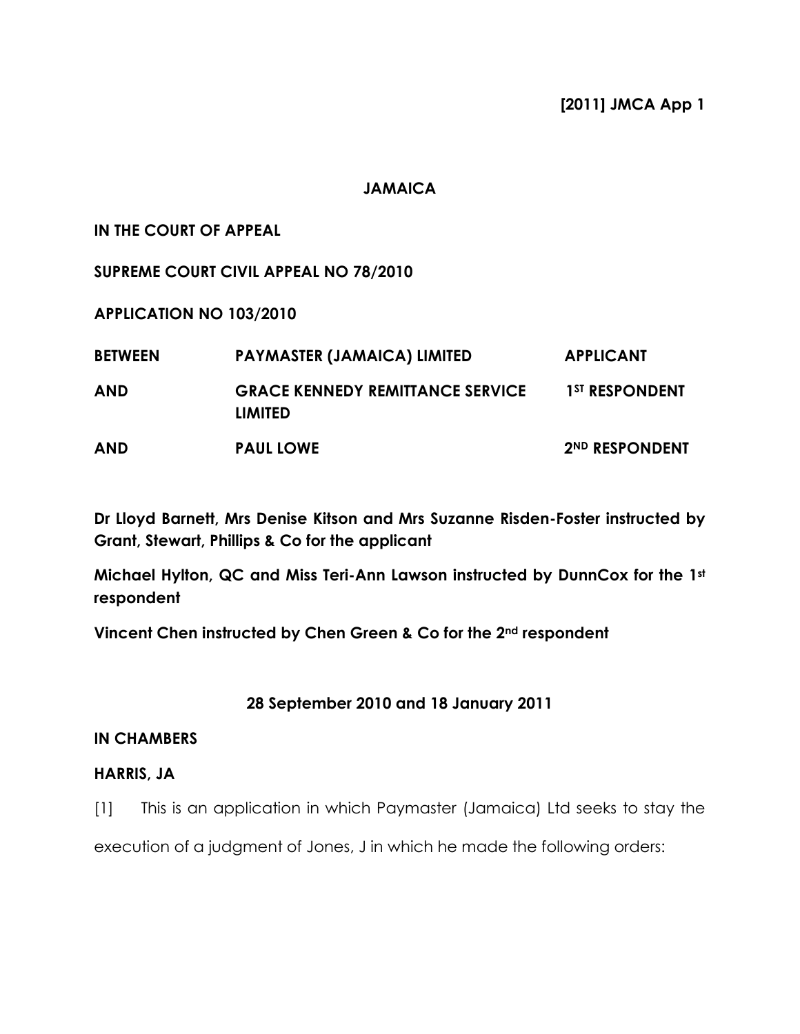**[2011] JMCA App 1**

**JAMAICA**

**IN THE COURT OF APPEAL**

**SUPREME COURT CIVIL APPEAL NO 78/2010**

**APPLICATION NO 103/2010**

| | | |
|---|---|---|
| **BETWEEN** | **PAYMASTER (JAMAICA) LIMITED** | **APPLICANT** |
| **AND** | **GRACE KENNEDY REMITTANCE SERVICE LIMITED** | **1ST RESPONDENT** |
| **AND** | **PAUL LOWE** | **2ND RESPONDENT** |

**Dr Lloyd Barnett, Mrs Denise Kitson and Mrs Suzanne Risden-Foster instructed by Grant, Stewart, Phillips & Co for the applicant**

**Michael Hylton, QC and Miss Teri-Ann Lawson instructed by DunnCox for the 1st respondent**

**Vincent Chen instructed by Chen Green & Co for the 2nd respondent**

**28 September 2010 and 18 January 2011**

**IN CHAMBERS**

**HARRIS, JA**

[1] This is an application in which Paymaster (Jamaica) Ltd seeks to stay the execution of a judgment of Jones, J in which he made the following orders: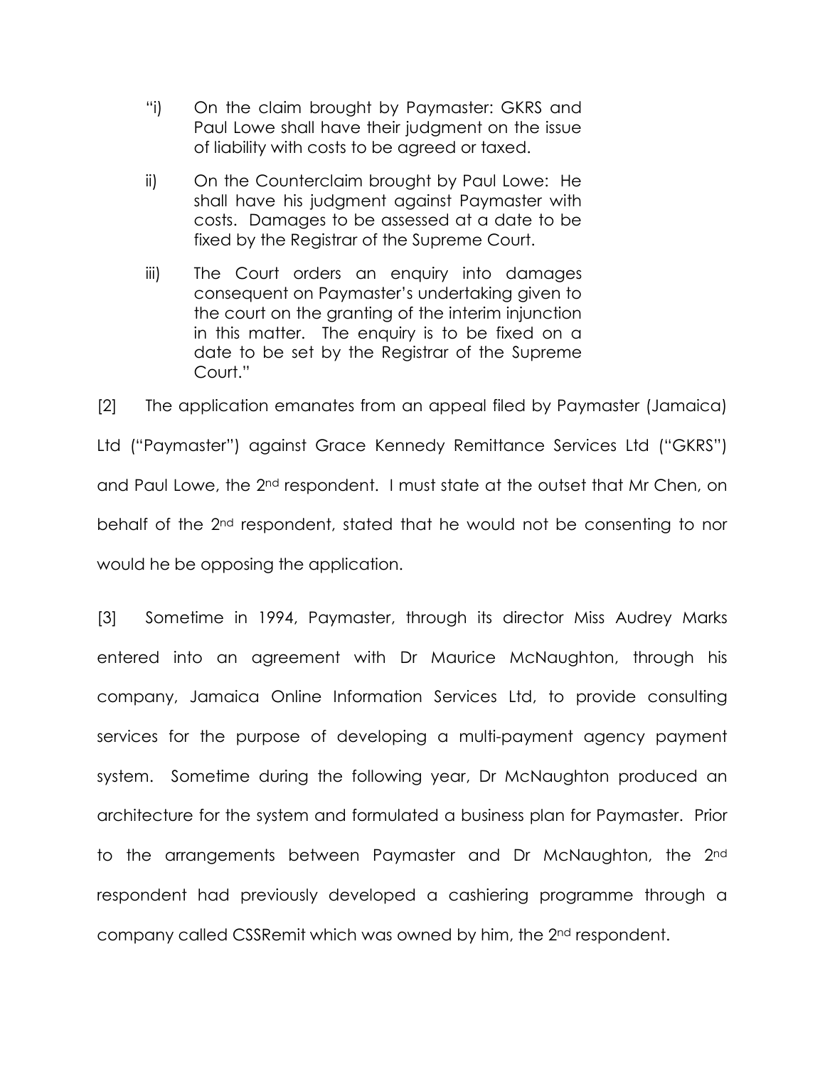"i) On the claim brought by Paymaster: GKRS and Paul Lowe shall have their judgment on the issue of liability with costs to be agreed or taxed.

ii) On the Counterclaim brought by Paul Lowe: He shall have his judgment against Paymaster with costs. Damages to be assessed at a date to be fixed by the Registrar of the Supreme Court.

iii) The Court orders an enquiry into damages consequent on Paymaster's undertaking given to the court on the granting of the interim injunction in this matter. The enquiry is to be fixed on a date to be set by the Registrar of the Supreme Court."

[2] The application emanates from an appeal filed by Paymaster (Jamaica) Ltd ("Paymaster") against Grace Kennedy Remittance Services Ltd ("GKRS") and Paul Lowe, the 2nd respondent. I must state at the outset that Mr Chen, on behalf of the 2nd respondent, stated that he would not be consenting to nor would he be opposing the application.

[3] Sometime in 1994, Paymaster, through its director Miss Audrey Marks entered into an agreement with Dr Maurice McNaughton, through his company, Jamaica Online Information Services Ltd, to provide consulting services for the purpose of developing a multi-payment agency payment system. Sometime during the following year, Dr McNaughton produced an architecture for the system and formulated a business plan for Paymaster. Prior to the arrangements between Paymaster and Dr McNaughton, the 2nd respondent had previously developed a cashiering programme through a company called CSSRemit which was owned by him, the 2nd respondent.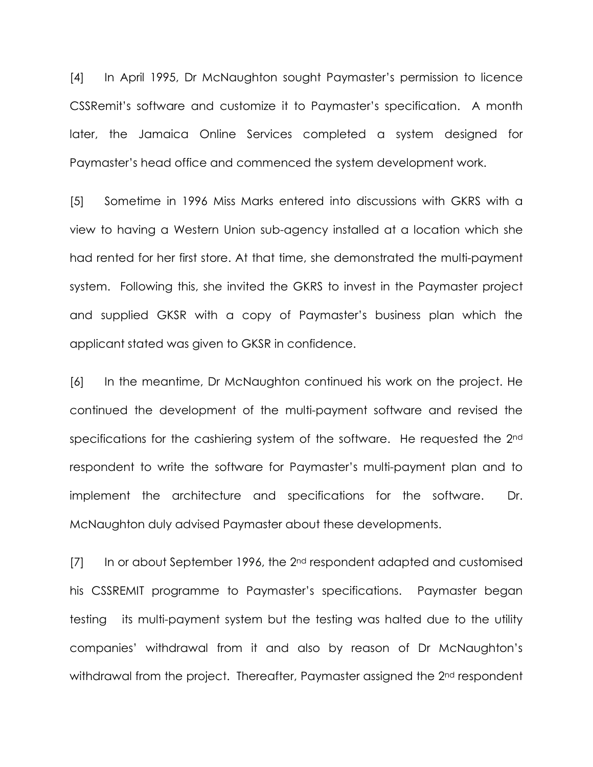[4] In April 1995, Dr McNaughton sought Paymaster's permission to licence CSSRemit's software and customize it to Paymaster's specification. A month later, the Jamaica Online Services completed a system designed for Paymaster's head office and commenced the system development work.

[5] Sometime in 1996 Miss Marks entered into discussions with GKRS with a view to having a Western Union sub-agency installed at a location which she had rented for her first store. At that time, she demonstrated the multi-payment system. Following this, she invited the GKRS to invest in the Paymaster project and supplied GKSR with a copy of Paymaster's business plan which the applicant stated was given to GKSR in confidence.

[6] In the meantime, Dr McNaughton continued his work on the project. He continued the development of the multi-payment software and revised the specifications for the cashiering system of the software. He requested the 2nd respondent to write the software for Paymaster's multi-payment plan and to implement the architecture and specifications for the software. Dr. McNaughton duly advised Paymaster about these developments.

[7] In or about September 1996, the 2nd respondent adapted and customised his CSSREMIT programme to Paymaster's specifications. Paymaster began testing its multi-payment system but the testing was halted due to the utility companies' withdrawal from it and also by reason of Dr McNaughton's withdrawal from the project. Thereafter, Paymaster assigned the 2nd respondent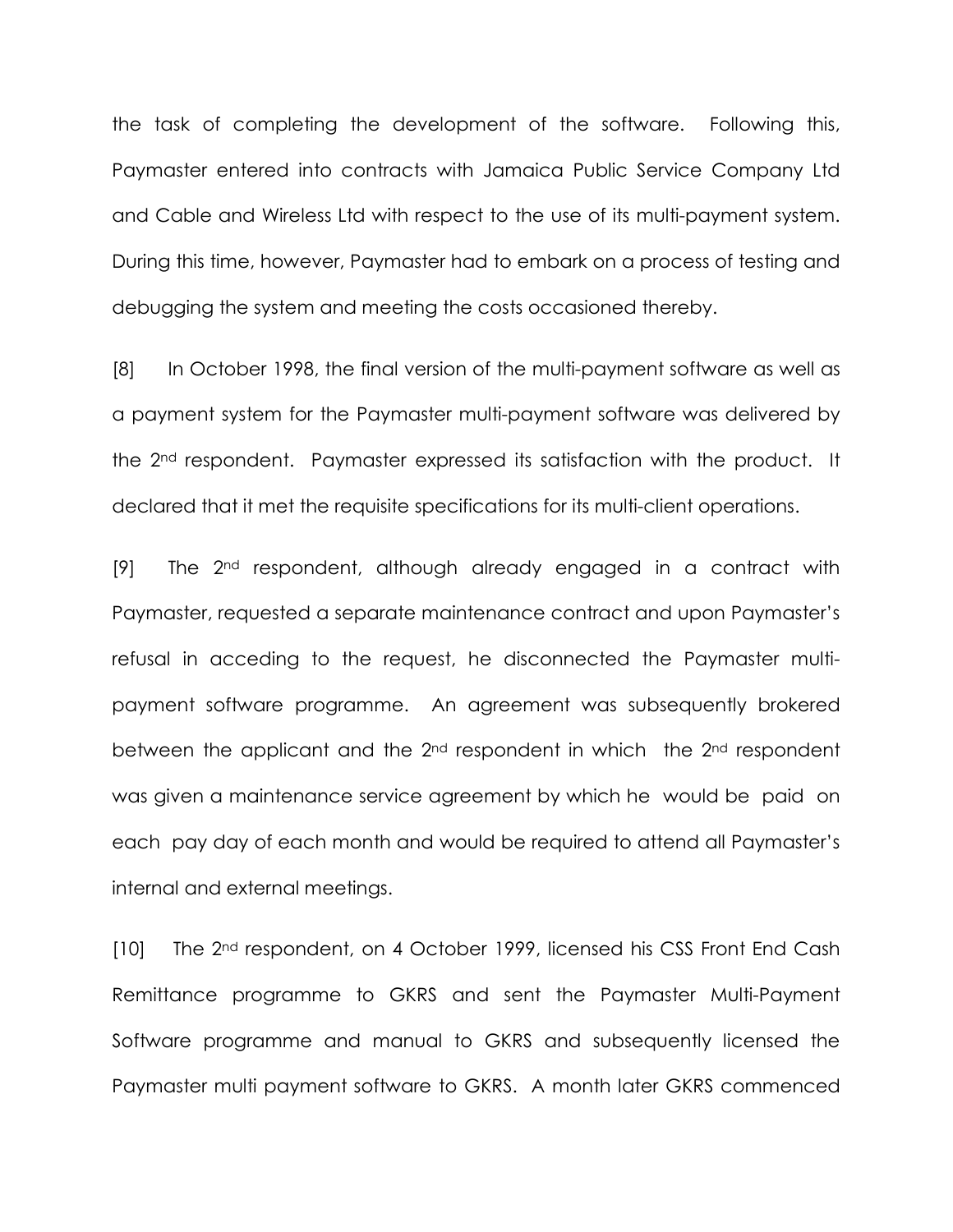the task of completing the development of the software. Following this, Paymaster entered into contracts with Jamaica Public Service Company Ltd and Cable and Wireless Ltd with respect to the use of its multi-payment system. During this time, however, Paymaster had to embark on a process of testing and debugging the system and meeting the costs occasioned thereby.

[8] In October 1998, the final version of the multi-payment software as well as a payment system for the Paymaster multi-payment software was delivered by the 2nd respondent. Paymaster expressed its satisfaction with the product. It declared that it met the requisite specifications for its multi-client operations.

[9] The 2nd respondent, although already engaged in a contract with Paymaster, requested a separate maintenance contract and upon Paymaster's refusal in acceding to the request, he disconnected the Paymaster multi-payment software programme. An agreement was subsequently brokered between the applicant and the 2nd respondent in which the 2nd respondent was given a maintenance service agreement by which he would be paid on each pay day of each month and would be required to attend all Paymaster's internal and external meetings.

[10] The 2nd respondent, on 4 October 1999, licensed his CSS Front End Cash Remittance programme to GKRS and sent the Paymaster Multi-Payment Software programme and manual to GKRS and subsequently licensed the Paymaster multi payment software to GKRS. A month later GKRS commenced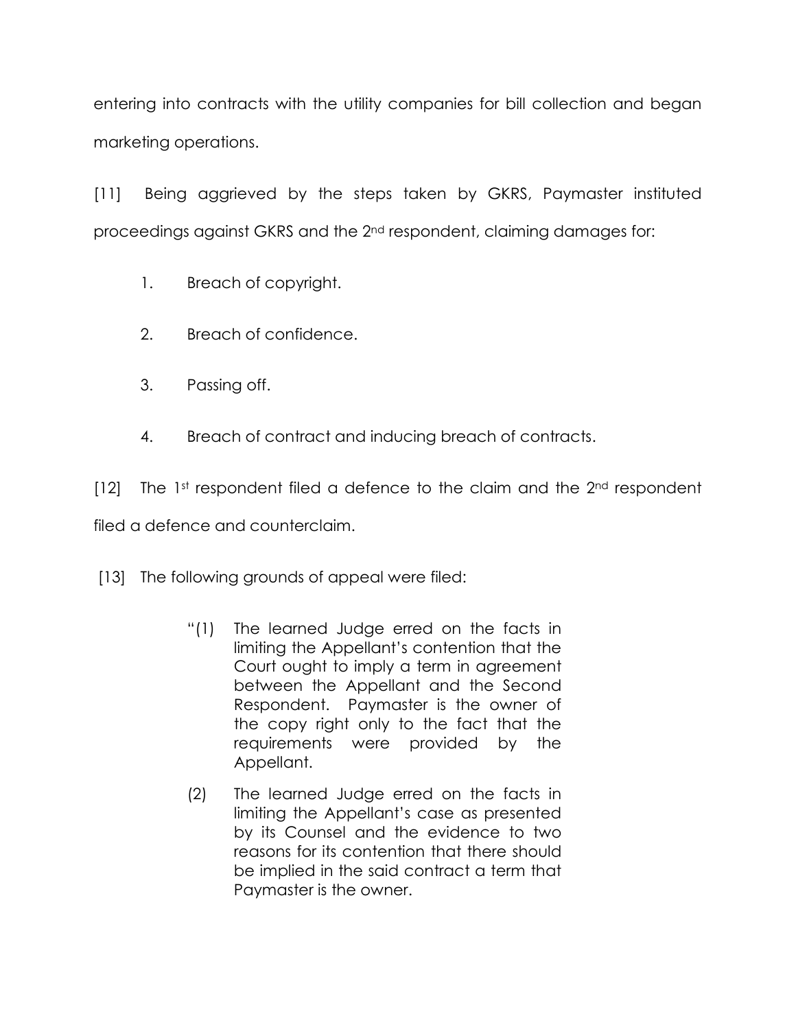entering into contracts with the utility companies for bill collection and began marketing operations.

[11] Being aggrieved by the steps taken by GKRS, Paymaster instituted proceedings against GKRS and the 2nd respondent, claiming damages for:

1. Breach of copyright.
2. Breach of confidence.
3. Passing off.
4. Breach of contract and inducing breach of contracts.

[12] The 1st respondent filed a defence to the claim and the 2nd respondent filed a defence and counterclaim.

[13] The following grounds of appeal were filed:

> "(1) The learned Judge erred on the facts in limiting the Appellant's contention that the Court ought to imply a term in agreement between the Appellant and the Second Respondent. Paymaster is the owner of the copy right only to the fact that the requirements were provided by the Appellant.
>
> (2) The learned Judge erred on the facts in limiting the Appellant's case as presented by its Counsel and the evidence to two reasons for its contention that there should be implied in the said contract a term that Paymaster is the owner.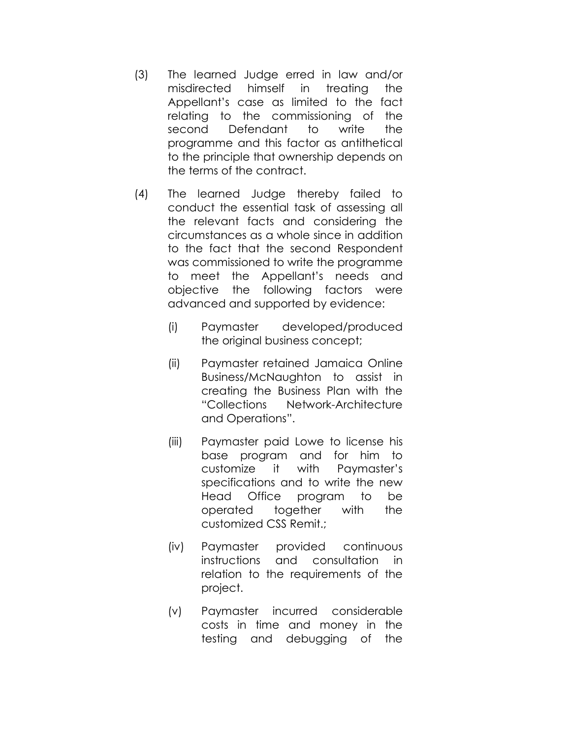(3) The learned Judge erred in law and/or misdirected himself in treating the Appellant's case as limited to the fact relating to the commissioning of the second Defendant to write the programme and this factor as antithetical to the principle that ownership depends on the terms of the contract.

(4) The learned Judge thereby failed to conduct the essential task of assessing all the relevant facts and considering the circumstances as a whole since in addition to the fact that the second Respondent was commissioned to write the programme to meet the Appellant's needs and objective the following factors were advanced and supported by evidence:

   (i) Paymaster developed/produced the original business concept;

   (ii) Paymaster retained Jamaica Online Business/McNaughton to assist in creating the Business Plan with the "Collections Network-Architecture and Operations".

   (iii) Paymaster paid Lowe to license his base program and for him to customize it with Paymaster's specifications and to write the new Head Office program to be operated together with the customized CSS Remit.;

   (iv) Paymaster provided continuous instructions and consultation in relation to the requirements of the project.

   (v) Paymaster incurred considerable costs in time and money in the testing and debugging of the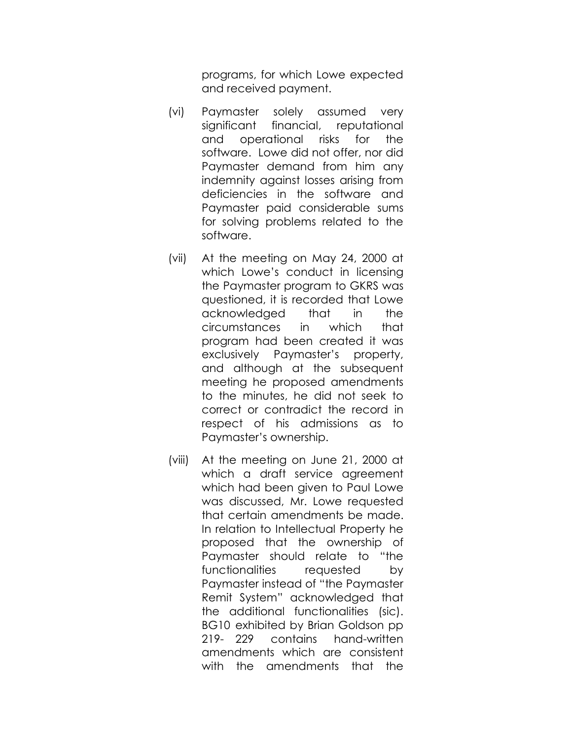programs, for which Lowe expected and received payment.

(vi) Paymaster solely assumed very significant financial, reputational and operational risks for the software. Lowe did not offer, nor did Paymaster demand from him any indemnity against losses arising from deficiencies in the software and Paymaster paid considerable sums for solving problems related to the software.

(vii) At the meeting on May 24, 2000 at which Lowe's conduct in licensing the Paymaster program to GKRS was questioned, it is recorded that Lowe acknowledged that in the circumstances in which that program had been created it was exclusively Paymaster's property, and although at the subsequent meeting he proposed amendments to the minutes, he did not seek to correct or contradict the record in respect of his admissions as to Paymaster's ownership.

(viii) At the meeting on June 21, 2000 at which a draft service agreement which had been given to Paul Lowe was discussed, Mr. Lowe requested that certain amendments be made. In relation to Intellectual Property he proposed that the ownership of Paymaster should relate to "the functionalities requested by Paymaster instead of "the Paymaster Remit System" acknowledged that the additional functionalities (sic). BG10 exhibited by Brian Goldson pp 219- 229 contains hand-written amendments which are consistent with the amendments that the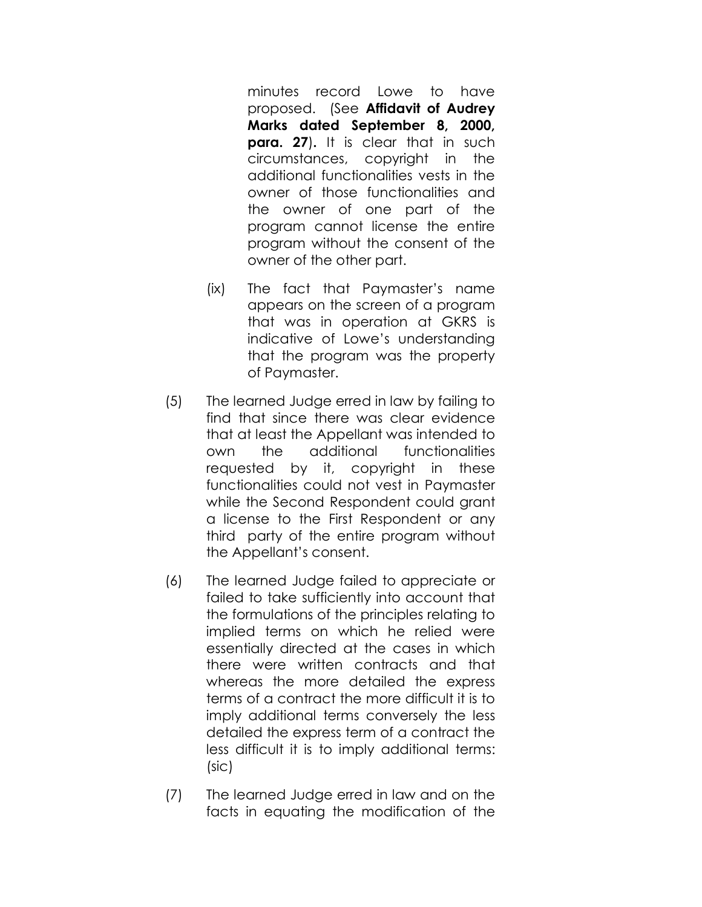minutes record Lowe to have proposed. (See **Affidavit of Audrey Marks dated September 8, 2000, para. 27**). It is clear that in such circumstances, copyright in the additional functionalities vests in the owner of those functionalities and the owner of one part of the program cannot license the entire program without the consent of the owner of the other part.

(ix) The fact that Paymaster's name appears on the screen of a program that was in operation at GKRS is indicative of Lowe's understanding that the program was the property of Paymaster.

(5) The learned Judge erred in law by failing to find that since there was clear evidence that at least the Appellant was intended to own the additional functionalities requested by it, copyright in these functionalities could not vest in Paymaster while the Second Respondent could grant a license to the First Respondent or any third party of the entire program without the Appellant's consent.

(6) The learned Judge failed to appreciate or failed to take sufficiently into account that the formulations of the principles relating to implied terms on which he relied were essentially directed at the cases in which there were written contracts and that whereas the more detailed the express terms of a contract the more difficult it is to imply additional terms conversely the less detailed the express term of a contract the less difficult it is to imply additional terms: (sic)

(7) The learned Judge erred in law and on the facts in equating the modification of the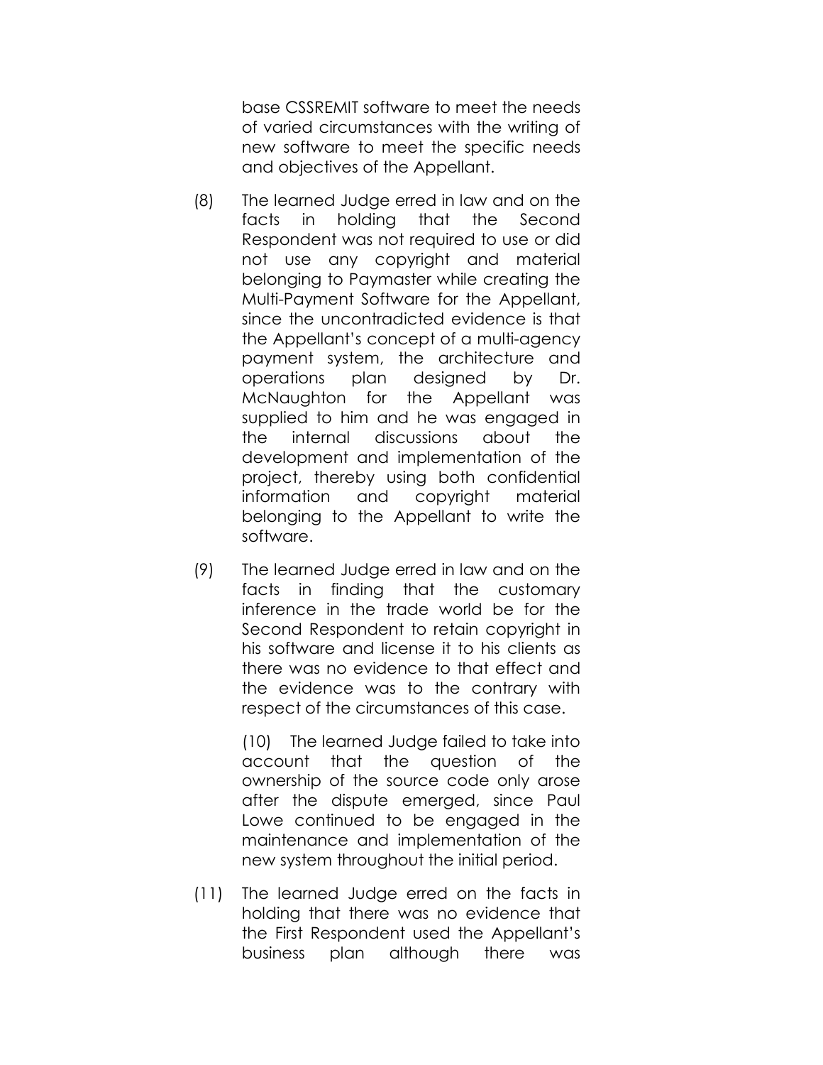base CSSREMIT software to meet the needs of varied circumstances with the writing of new software to meet the specific needs and objectives of the Appellant.

(8) The learned Judge erred in law and on the facts in holding that the Second Respondent was not required to use or did not use any copyright and material belonging to Paymaster while creating the Multi-Payment Software for the Appellant, since the uncontradicted evidence is that the Appellant's concept of a multi-agency payment system, the architecture and operations plan designed by Dr. McNaughton for the Appellant was supplied to him and he was engaged in the internal discussions about the development and implementation of the project, thereby using both confidential information and copyright material belonging to the Appellant to write the software.

(9) The learned Judge erred in law and on the facts in finding that the customary inference in the trade world be for the Second Respondent to retain copyright in his software and license it to his clients as there was no evidence to that effect and the evidence was to the contrary with respect of the circumstances of this case.

(10) The learned Judge failed to take into account that the question of the ownership of the source code only arose after the dispute emerged, since Paul Lowe continued to be engaged in the maintenance and implementation of the new system throughout the initial period.

(11) The learned Judge erred on the facts in holding that there was no evidence that the First Respondent used the Appellant's business plan although there was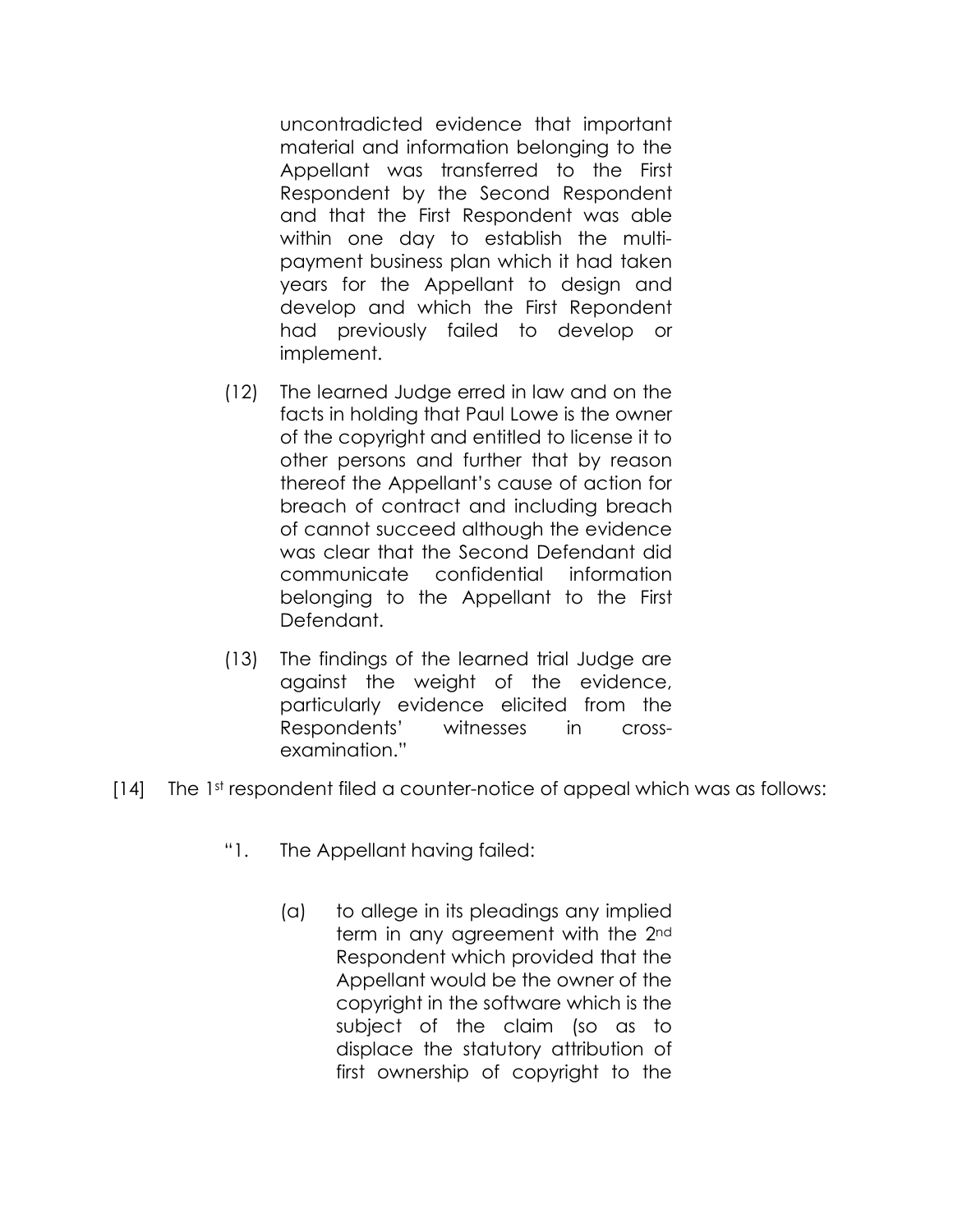uncontradicted evidence that important material and information belonging to the Appellant was transferred to the First Respondent by the Second Respondent and that the First Respondent was able within one day to establish the multi-payment business plan which it had taken years for the Appellant to design and develop and which the First Repondent had previously failed to develop or implement.

(12) The learned Judge erred in law and on the facts in holding that Paul Lowe is the owner of the copyright and entitled to license it to other persons and further that by reason thereof the Appellant's cause of action for breach of contract and including breach of cannot succeed although the evidence was clear that the Second Defendant did communicate confidential information belonging to the Appellant to the First Defendant.

(13) The findings of the learned trial Judge are against the weight of the evidence, particularly evidence elicited from the Respondents' witnesses in cross-examination."

[14] The 1st respondent filed a counter-notice of appeal which was as follows:

"1. The Appellant having failed:

(a) to allege in its pleadings any implied term in any agreement with the 2nd Respondent which provided that the Appellant would be the owner of the copyright in the software which is the subject of the claim (so as to displace the statutory attribution of first ownership of copyright to the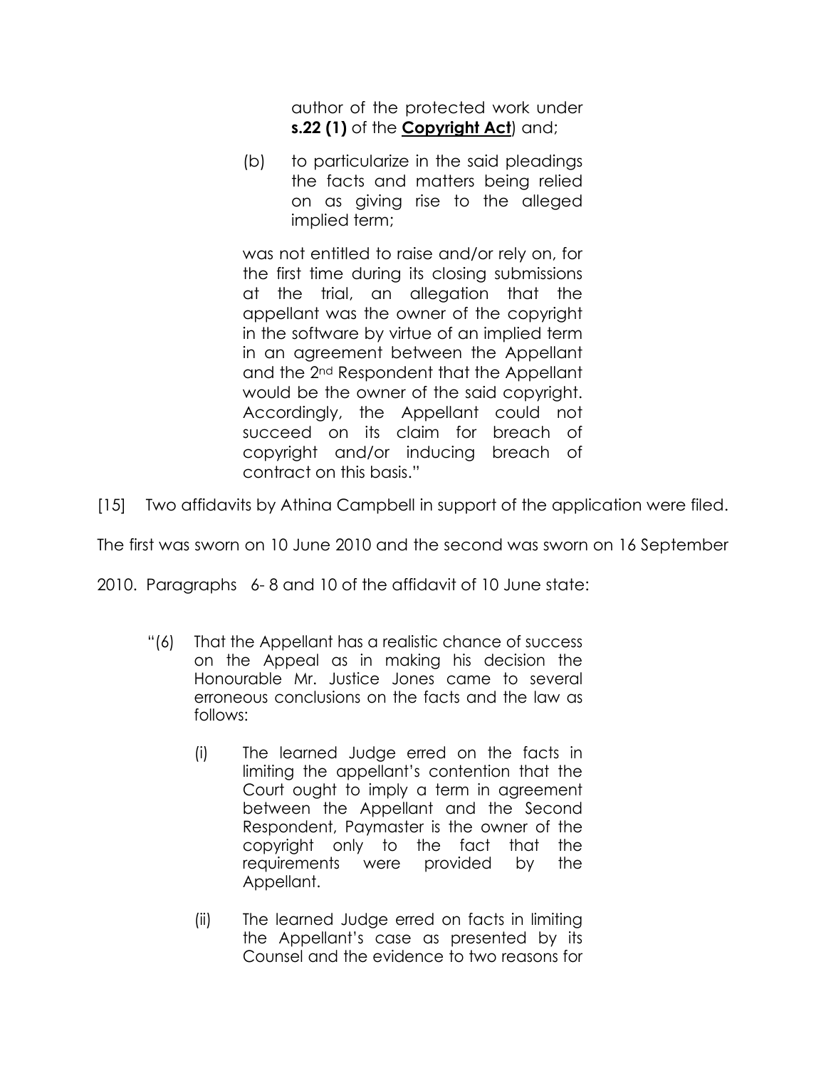author of the protected work under **s.22 (1)** of the **Copyright Act**) and;

(b) to particularize in the said pleadings the facts and matters being relied on as giving rise to the alleged implied term;

was not entitled to raise and/or rely on, for the first time during its closing submissions at the trial, an allegation that the appellant was the owner of the copyright in the software by virtue of an implied term in an agreement between the Appellant and the 2nd Respondent that the Appellant would be the owner of the said copyright. Accordingly, the Appellant could not succeed on its claim for breach of copyright and/or inducing breach of contract on this basis."

[15] Two affidavits by Athina Campbell in support of the application were filed. The first was sworn on 10 June 2010 and the second was sworn on 16 September 2010. Paragraphs 6- 8 and 10 of the affidavit of 10 June state:

"(6) That the Appellant has a realistic chance of success on the Appeal as in making his decision the Honourable Mr. Justice Jones came to several erroneous conclusions on the facts and the law as follows:

(i) The learned Judge erred on the facts in limiting the appellant's contention that the Court ought to imply a term in agreement between the Appellant and the Second Respondent, Paymaster is the owner of the copyright only to the fact that the requirements were provided by the Appellant.

(ii) The learned Judge erred on facts in limiting the Appellant's case as presented by its Counsel and the evidence to two reasons for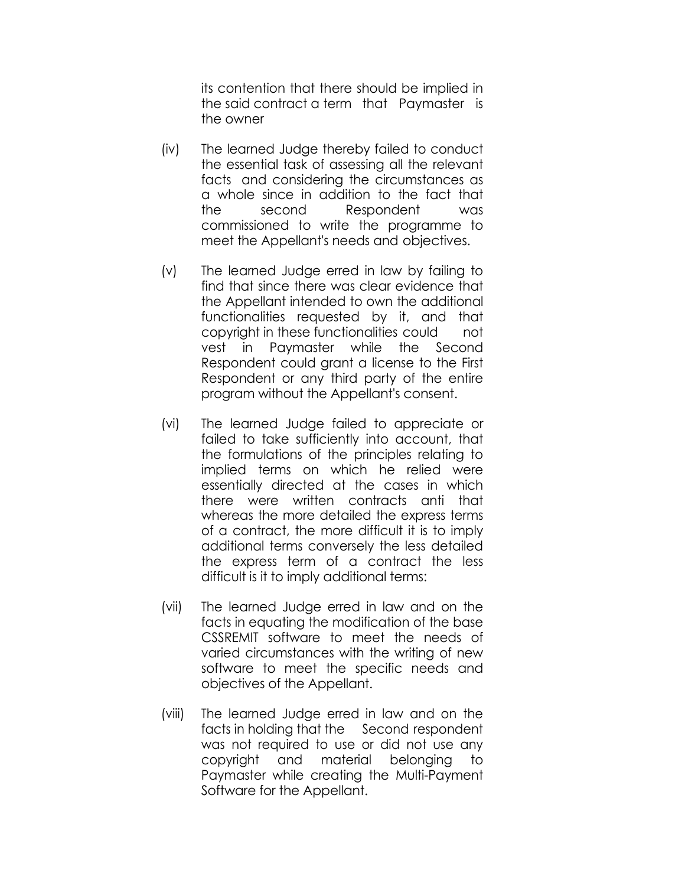its contention that there should be implied in the said contract a term that Paymaster is the owner

(iv) The learned Judge thereby failed to conduct the essential task of assessing all the relevant facts and considering the circumstances as a whole since in addition to the fact that the second Respondent was commissioned to write the programme to meet the Appellant's needs and objectives.

(v) The learned Judge erred in law by failing to find that since there was clear evidence that the Appellant intended to own the additional functionalities requested by it, and that copyright in these functionalities could not vest in Paymaster while the Second Respondent could grant a license to the First Respondent or any third party of the entire program without the Appellant's consent.

(vi) The learned Judge failed to appreciate or failed to take sufficiently into account, that the formulations of the principles relating to implied terms on which he relied were essentially directed at the cases in which there were written contracts anti that whereas the more detailed the express terms of a contract, the more difficult it is to imply additional terms conversely the less detailed the express term of a contract the less difficult is it to imply additional terms:

(vii) The learned Judge erred in law and on the facts in equating the modification of the base CSSREMIT software to meet the needs of varied circumstances with the writing of new software to meet the specific needs and objectives of the Appellant.

(viii) The learned Judge erred in law and on the facts in holding that the Second respondent was not required to use or did not use any copyright and material belonging to Paymaster while creating the Multi-Payment Software for the Appellant.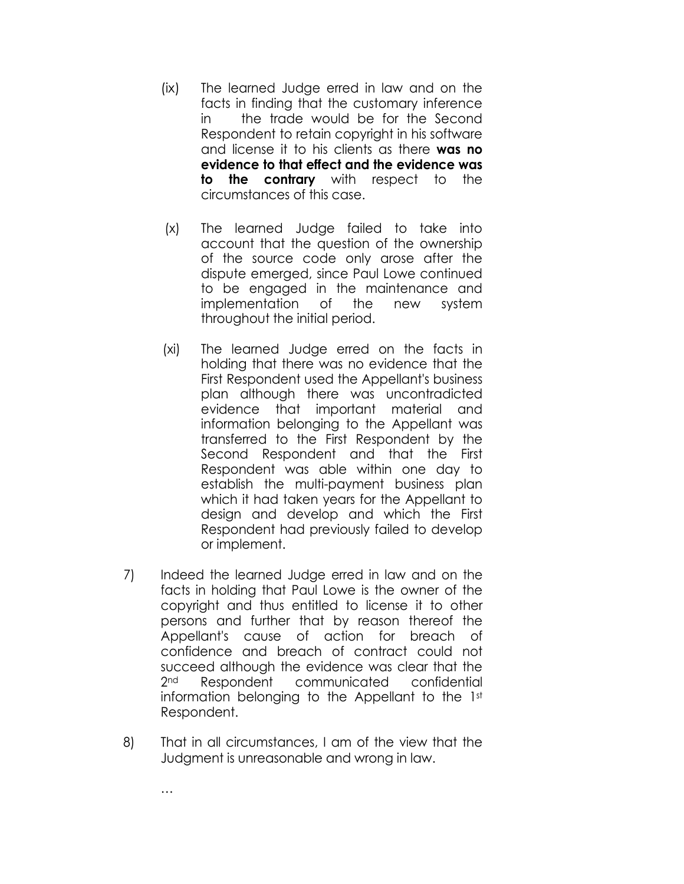(ix) The learned Judge erred in law and on the facts in finding that the customary inference in the trade would be for the Second Respondent to retain copyright in his software and license it to his clients as there **was no evidence to that effect and the evidence was to the contrary** with respect to the circumstances of this case.

(x) The learned Judge failed to take into account that the question of the ownership of the source code only arose after the dispute emerged, since Paul Lowe continued to be engaged in the maintenance and implementation of the new system throughout the initial period.

(xi) The learned Judge erred on the facts in holding that there was no evidence that the First Respondent used the Appellant's business plan although there was uncontradicted evidence that important material and information belonging to the Appellant was transferred to the First Respondent by the Second Respondent and that the First Respondent was able within one day to establish the multi-payment business plan which it had taken years for the Appellant to design and develop and which the First Respondent had previously failed to develop or implement.

7) Indeed the learned Judge erred in law and on the facts in holding that Paul Lowe is the owner of the copyright and thus entitled to license it to other persons and further that by reason thereof the Appellant's cause of action for breach of confidence and breach of contract could not succeed although the evidence was clear that the 2nd Respondent communicated confidential information belonging to the Appellant to the 1st Respondent.

8) That in all circumstances, I am of the view that the Judgment is unreasonable and wrong in law.

…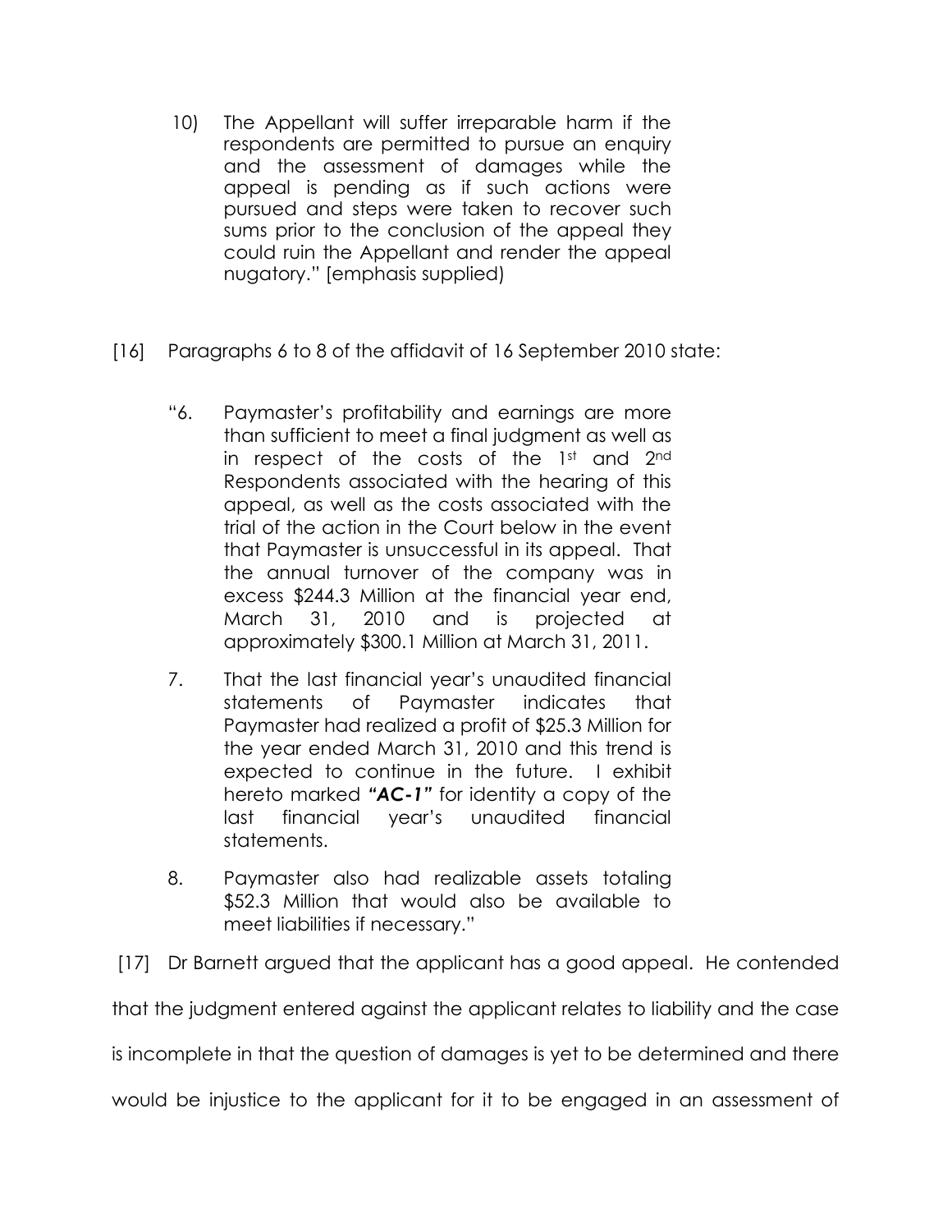10) The Appellant will suffer irreparable harm if the respondents are permitted to pursue an enquiry and the assessment of damages while the appeal is pending as if such actions were pursued and steps were taken to recover such sums prior to the conclusion of the appeal they could ruin the Appellant and render the appeal nugatory." [emphasis supplied)

[16] Paragraphs 6 to 8 of the affidavit of 16 September 2010 state:

"6. Paymaster's profitability and earnings are more than sufficient to meet a final judgment as well as in respect of the costs of the 1st and 2nd Respondents associated with the hearing of this appeal, as well as the costs associated with the trial of the action in the Court below in the event that Paymaster is unsuccessful in its appeal. That the annual turnover of the company was in excess $244.3 Million at the financial year end, March 31, 2010 and is projected at approximately $300.1 Million at March 31, 2011.

7. That the last financial year's unaudited financial statements of Paymaster indicates that Paymaster had realized a profit of $25.3 Million for the year ended March 31, 2010 and this trend is expected to continue in the future. I exhibit hereto marked ***"AC-1"*** for identity a copy of the last financial year's unaudited financial statements.

8. Paymaster also had realizable assets totaling $52.3 Million that would also be available to meet liabilities if necessary."

[17] Dr Barnett argued that the applicant has a good appeal. He contended that the judgment entered against the applicant relates to liability and the case is incomplete in that the question of damages is yet to be determined and there would be injustice to the applicant for it to be engaged in an assessment of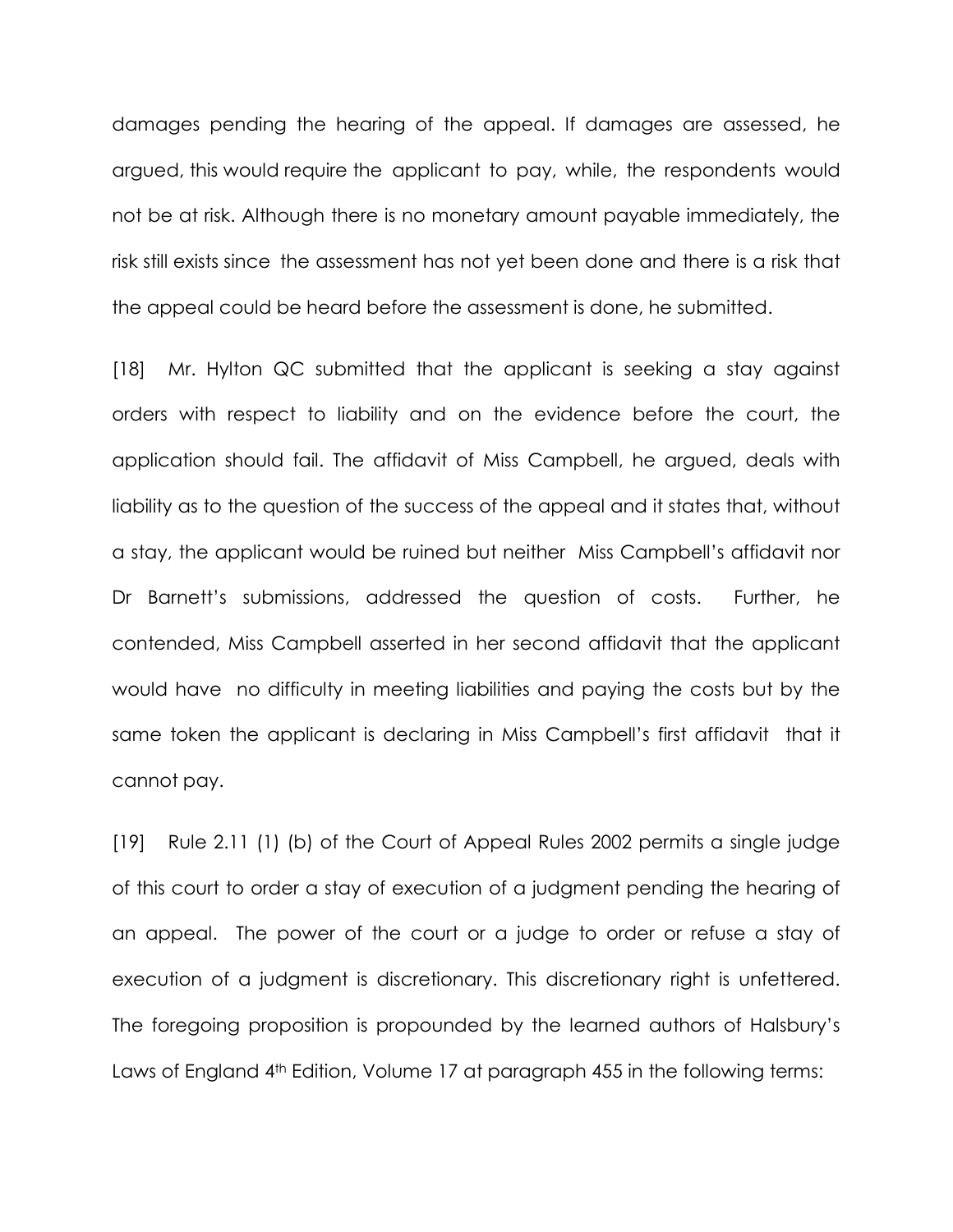damages pending the hearing of the appeal. If damages are assessed, he argued, this would require the applicant to pay, while, the respondents would not be at risk. Although there is no monetary amount payable immediately, the risk still exists since the assessment has not yet been done and there is a risk that the appeal could be heard before the assessment is done, he submitted.

[18] Mr. Hylton QC submitted that the applicant is seeking a stay against orders with respect to liability and on the evidence before the court, the application should fail. The affidavit of Miss Campbell, he argued, deals with liability as to the question of the success of the appeal and it states that, without a stay, the applicant would be ruined but neither Miss Campbell's affidavit nor Dr Barnett's submissions, addressed the question of costs. Further, he contended, Miss Campbell asserted in her second affidavit that the applicant would have no difficulty in meeting liabilities and paying the costs but by the same token the applicant is declaring in Miss Campbell's first affidavit that it cannot pay.

[19] Rule 2.11 (1) (b) of the Court of Appeal Rules 2002 permits a single judge of this court to order a stay of execution of a judgment pending the hearing of an appeal. The power of the court or a judge to order or refuse a stay of execution of a judgment is discretionary. This discretionary right is unfettered. The foregoing proposition is propounded by the learned authors of Halsbury's Laws of England 4th Edition, Volume 17 at paragraph 455 in the following terms: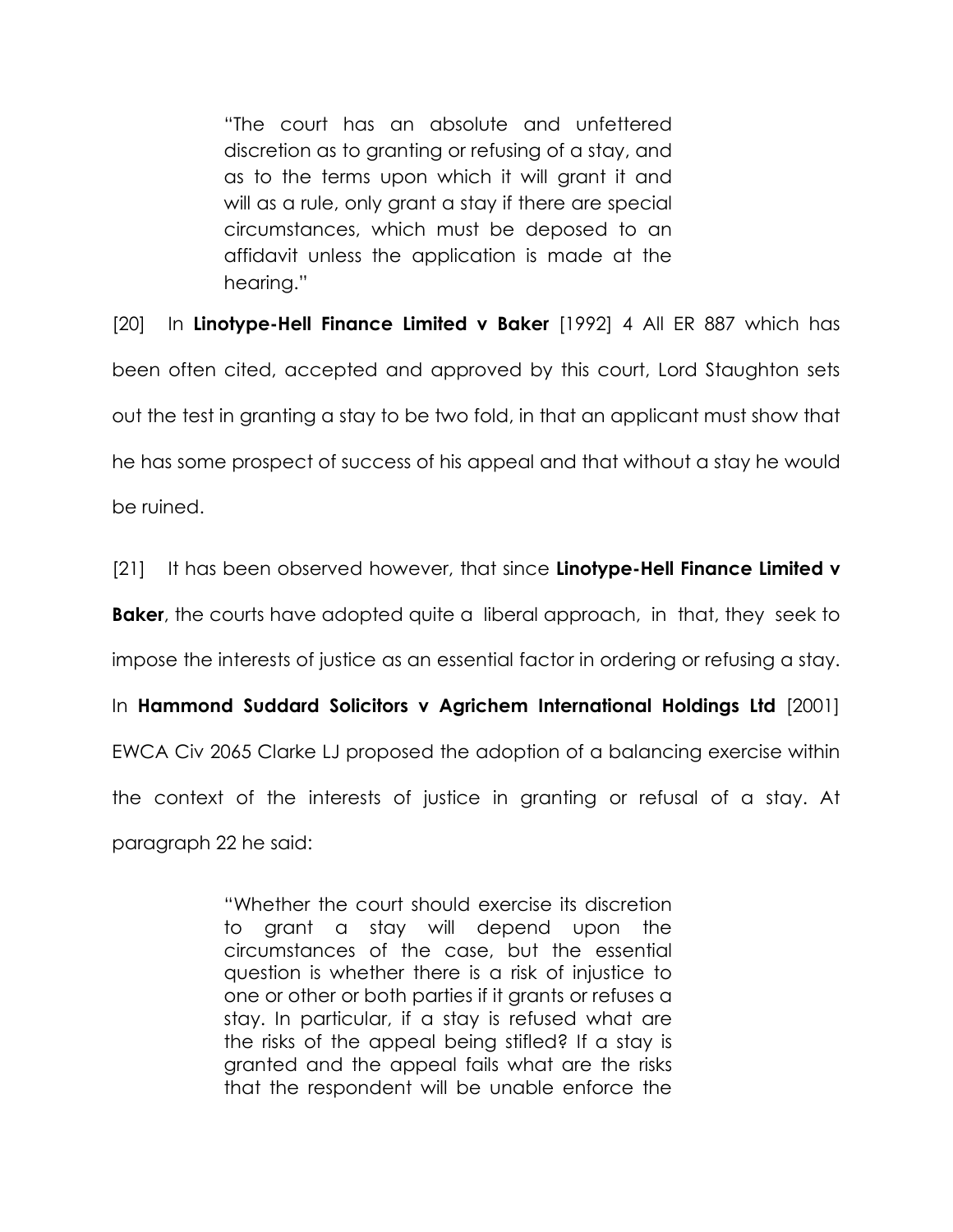> "The court has an absolute and unfettered discretion as to granting or refusing of a stay, and as to the terms upon which it will grant it and will as a rule, only grant a stay if there are special circumstances, which must be deposed to an affidavit unless the application is made at the hearing."

[20] In **Linotype-Hell Finance Limited v Baker** [1992] 4 All ER 887 which has been often cited, accepted and approved by this court, Lord Staughton sets out the test in granting a stay to be two fold, in that an applicant must show that he has some prospect of success of his appeal and that without a stay he would be ruined.

[21] It has been observed however, that since **Linotype-Hell Finance Limited v Baker**, the courts have adopted quite a liberal approach, in that, they seek to impose the interests of justice as an essential factor in ordering or refusing a stay. In **Hammond Suddard Solicitors v Agrichem International Holdings Ltd** [2001] EWCA Civ 2065 Clarke LJ proposed the adoption of a balancing exercise within the context of the interests of justice in granting or refusal of a stay. At paragraph 22 he said:

> "Whether the court should exercise its discretion to grant a stay will depend upon the circumstances of the case, but the essential question is whether there is a risk of injustice to one or other or both parties if it grants or refuses a stay. In particular, if a stay is refused what are the risks of the appeal being stifled? If a stay is granted and the appeal fails what are the risks that the respondent will be unable enforce the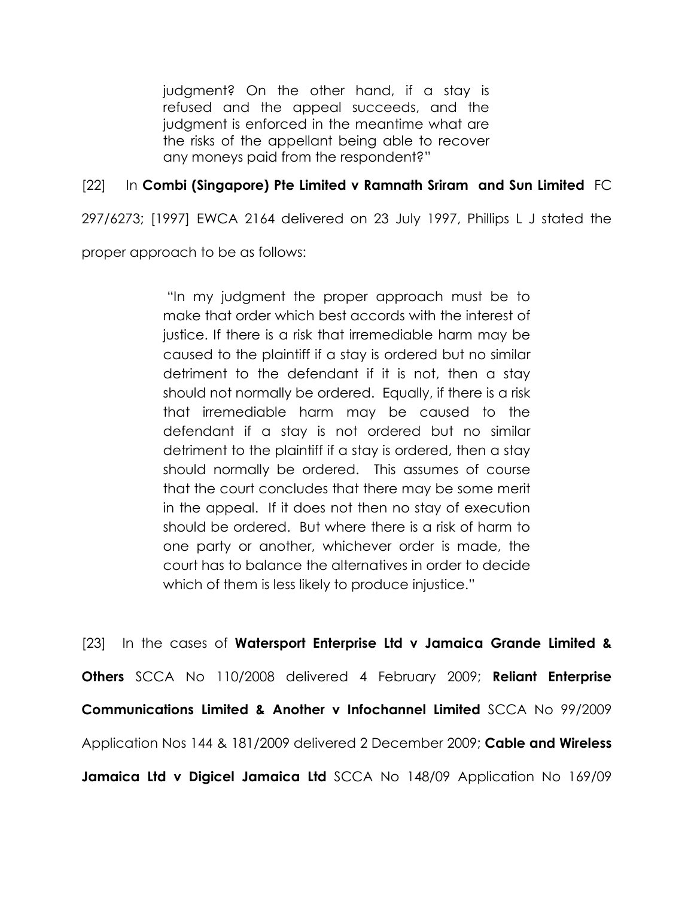> judgment? On the other hand, if a stay is refused and the appeal succeeds, and the judgment is enforced in the meantime what are the risks of the appellant being able to recover any moneys paid from the respondent?"

[22] In **Combi (Singapore) Pte Limited v Ramnath Sriram and Sun Limited** FC 297/6273; [1997] EWCA 2164 delivered on 23 July 1997, Phillips L J stated the proper approach to be as follows:

> "In my judgment the proper approach must be to make that order which best accords with the interest of justice. If there is a risk that irremediable harm may be caused to the plaintiff if a stay is ordered but no similar detriment to the defendant if it is not, then a stay should not normally be ordered. Equally, if there is a risk that irremediable harm may be caused to the defendant if a stay is not ordered but no similar detriment to the plaintiff if a stay is ordered, then a stay should normally be ordered. This assumes of course that the court concludes that there may be some merit in the appeal. If it does not then no stay of execution should be ordered. But where there is a risk of harm to one party or another, whichever order is made, the court has to balance the alternatives in order to decide which of them is less likely to produce injustice."

[23] In the cases of **Watersport Enterprise Ltd v Jamaica Grande Limited & Others** SCCA No 110/2008 delivered 4 February 2009; **Reliant Enterprise Communications Limited & Another v Infochannel Limited** SCCA No 99/2009 Application Nos 144 & 181/2009 delivered 2 December 2009; **Cable and Wireless Jamaica Ltd v Digicel Jamaica Ltd** SCCA No 148/09 Application No 169/09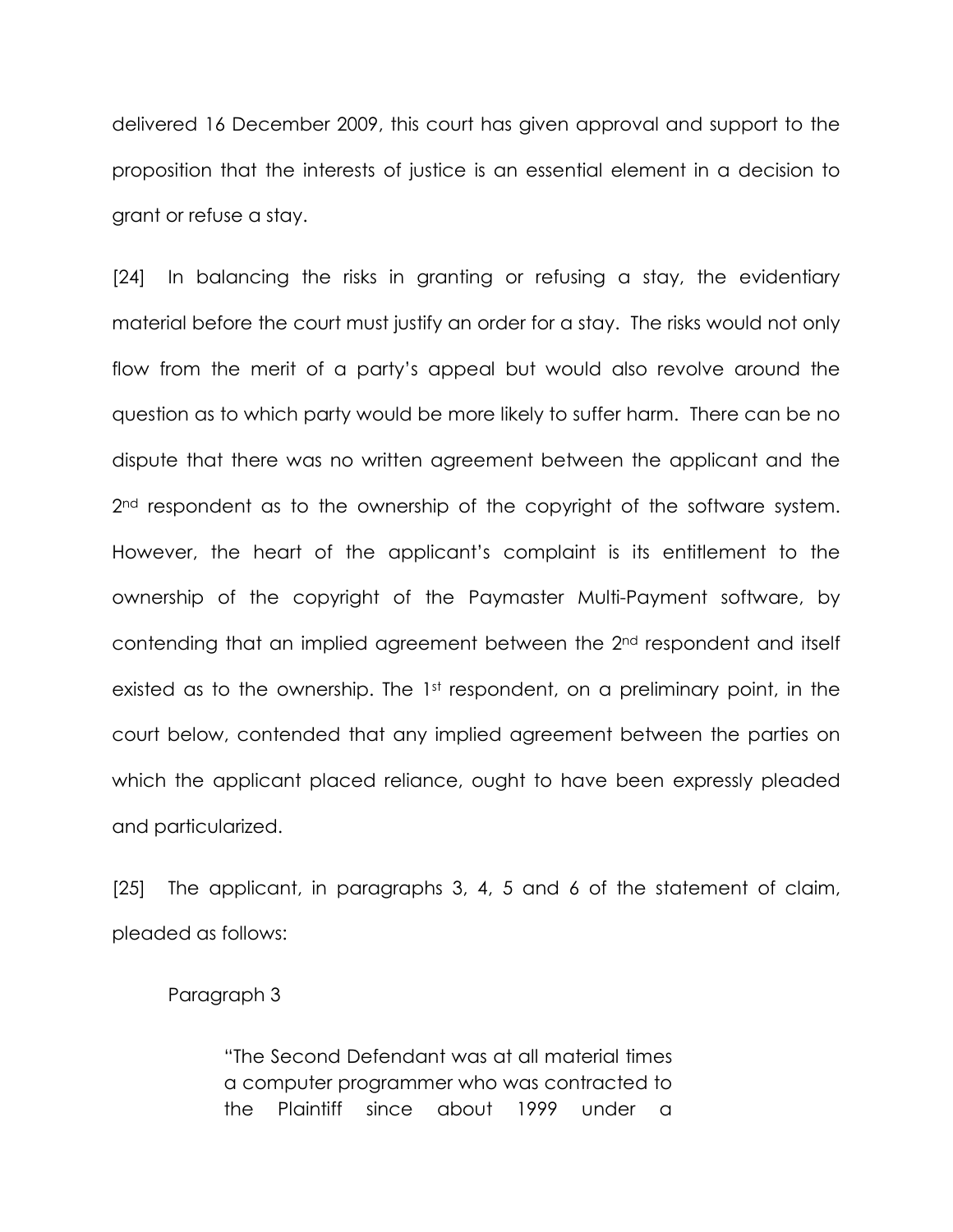delivered 16 December 2009, this court has given approval and support to the proposition that the interests of justice is an essential element in a decision to grant or refuse a stay.

[24] In balancing the risks in granting or refusing a stay, the evidentiary material before the court must justify an order for a stay. The risks would not only flow from the merit of a party's appeal but would also revolve around the question as to which party would be more likely to suffer harm. There can be no dispute that there was no written agreement between the applicant and the 2nd respondent as to the ownership of the copyright of the software system. However, the heart of the applicant's complaint is its entitlement to the ownership of the copyright of the Paymaster Multi-Payment software, by contending that an implied agreement between the 2nd respondent and itself existed as to the ownership. The 1st respondent, on a preliminary point, in the court below, contended that any implied agreement between the parties on which the applicant placed reliance, ought to have been expressly pleaded and particularized.

[25] The applicant, in paragraphs 3, 4, 5 and 6 of the statement of claim, pleaded as follows:

Paragraph 3

> "The Second Defendant was at all material times a computer programmer who was contracted to the Plaintiff since about 1999 under a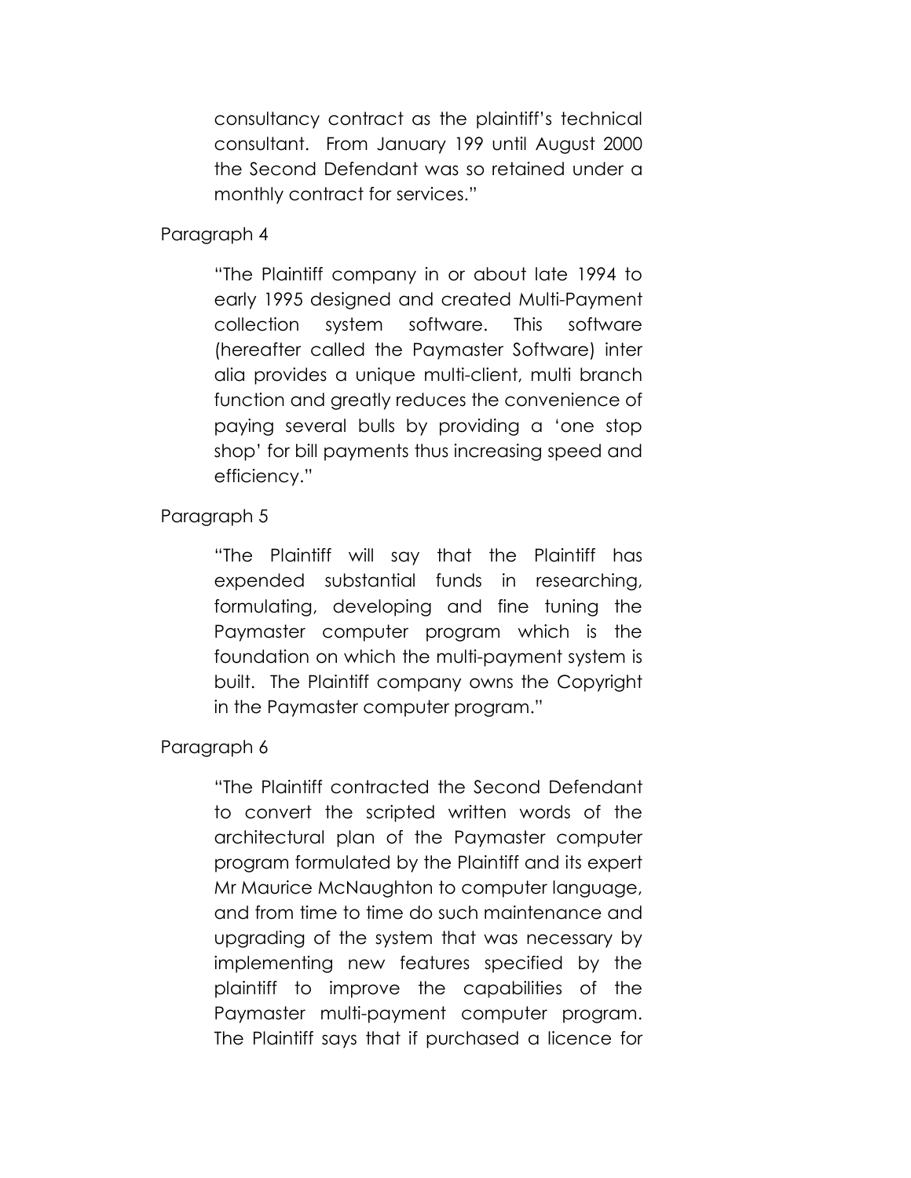consultancy contract as the plaintiff's technical consultant. From January 199 until August 2000 the Second Defendant was so retained under a monthly contract for services."

Paragraph 4

> "The Plaintiff company in or about late 1994 to early 1995 designed and created Multi-Payment collection system software. This software (hereafter called the Paymaster Software) inter alia provides a unique multi-client, multi branch function and greatly reduces the convenience of paying several bulls by providing a 'one stop shop' for bill payments thus increasing speed and efficiency."

Paragraph 5

> "The Plaintiff will say that the Plaintiff has expended substantial funds in researching, formulating, developing and fine tuning the Paymaster computer program which is the foundation on which the multi-payment system is built. The Plaintiff company owns the Copyright in the Paymaster computer program."

Paragraph 6

> "The Plaintiff contracted the Second Defendant to convert the scripted written words of the architectural plan of the Paymaster computer program formulated by the Plaintiff and its expert Mr Maurice McNaughton to computer language, and from time to time do such maintenance and upgrading of the system that was necessary by implementing new features specified by the plaintiff to improve the capabilities of the Paymaster multi-payment computer program. The Plaintiff says that if purchased a licence for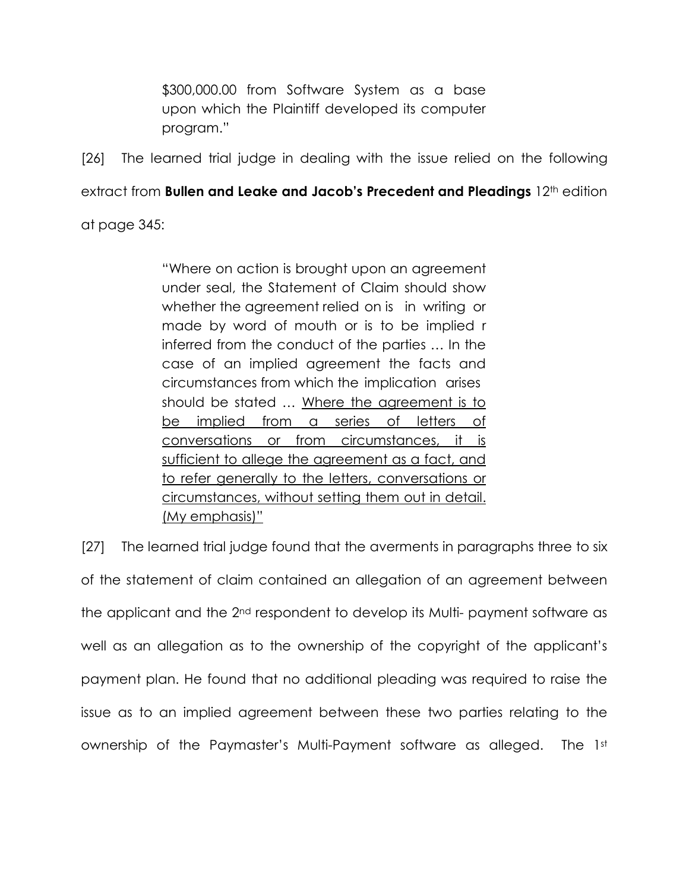> $300,000.00 from Software System as a base upon which the Plaintiff developed its computer program."

[26] The learned trial judge in dealing with the issue relied on the following extract from **Bullen and Leake and Jacob's Precedent and Pleadings** 12th edition at page 345:

> "Where on action is brought upon an agreement under seal, the Statement of Claim should show whether the agreement relied on is in writing or made by word of mouth or is to be implied r inferred from the conduct of the parties … In the case of an implied agreement the facts and circumstances from which the implication arises should be stated … <u>Where the agreement is to be implied from a series of letters of conversations or from circumstances, it is sufficient to allege the agreement as a fact, and to refer generally to the letters, conversations or circumstances, without setting them out in detail. (My emphasis)"</u>

[27] The learned trial judge found that the averments in paragraphs three to six of the statement of claim contained an allegation of an agreement between the applicant and the 2nd respondent to develop its Multi- payment software as well as an allegation as to the ownership of the copyright of the applicant's payment plan. He found that no additional pleading was required to raise the issue as to an implied agreement between these two parties relating to the ownership of the Paymaster's Multi-Payment software as alleged. The 1st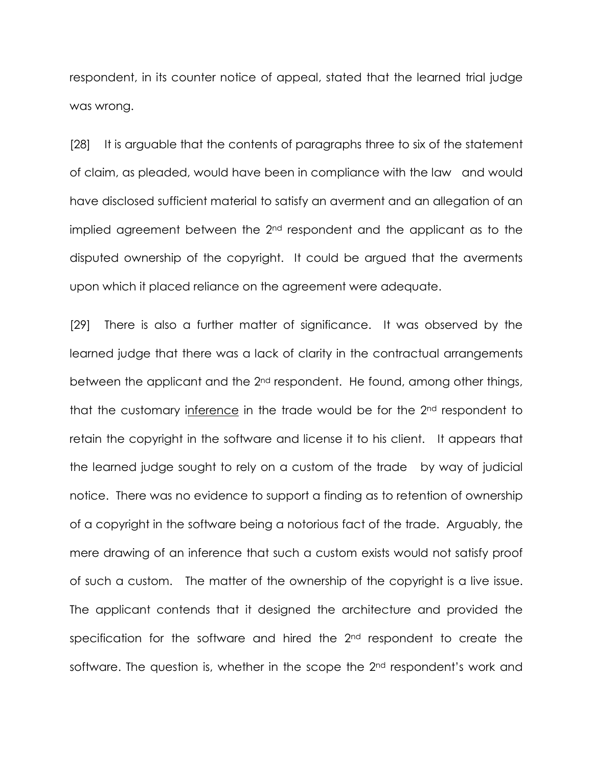respondent, in its counter notice of appeal, stated that the learned trial judge was wrong.

[28] It is arguable that the contents of paragraphs three to six of the statement of claim, as pleaded, would have been in compliance with the law and would have disclosed sufficient material to satisfy an averment and an allegation of an implied agreement between the 2nd respondent and the applicant as to the disputed ownership of the copyright. It could be argued that the averments upon which it placed reliance on the agreement were adequate.

[29] There is also a further matter of significance. It was observed by the learned judge that there was a lack of clarity in the contractual arrangements between the applicant and the 2nd respondent. He found, among other things, that the customary inference in the trade would be for the 2nd respondent to retain the copyright in the software and license it to his client. It appears that the learned judge sought to rely on a custom of the trade by way of judicial notice. There was no evidence to support a finding as to retention of ownership of a copyright in the software being a notorious fact of the trade. Arguably, the mere drawing of an inference that such a custom exists would not satisfy proof of such a custom. The matter of the ownership of the copyright is a live issue. The applicant contends that it designed the architecture and provided the specification for the software and hired the 2nd respondent to create the software. The question is, whether in the scope the 2nd respondent's work and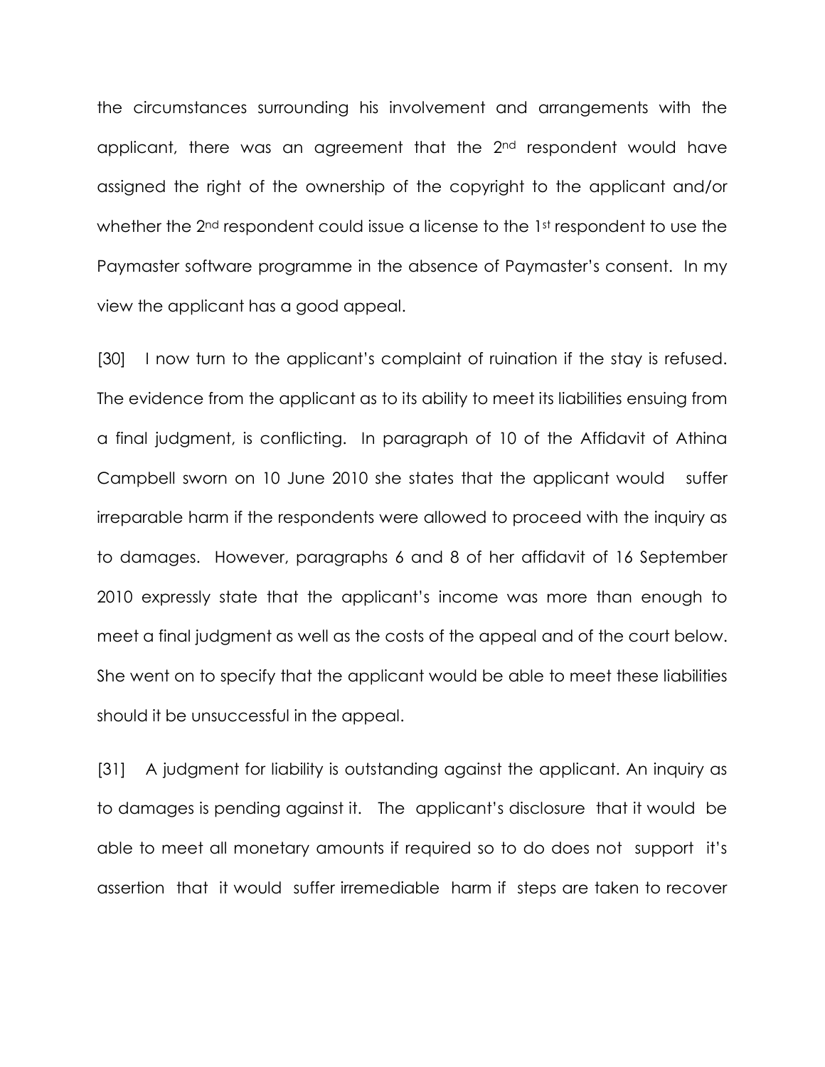the circumstances surrounding his involvement and arrangements with the applicant, there was an agreement that the 2nd respondent would have assigned the right of the ownership of the copyright to the applicant and/or whether the 2nd respondent could issue a license to the 1st respondent to use the Paymaster software programme in the absence of Paymaster's consent. In my view the applicant has a good appeal.

[30] I now turn to the applicant's complaint of ruination if the stay is refused. The evidence from the applicant as to its ability to meet its liabilities ensuing from a final judgment, is conflicting. In paragraph of 10 of the Affidavit of Athina Campbell sworn on 10 June 2010 she states that the applicant would suffer irreparable harm if the respondents were allowed to proceed with the inquiry as to damages. However, paragraphs 6 and 8 of her affidavit of 16 September 2010 expressly state that the applicant's income was more than enough to meet a final judgment as well as the costs of the appeal and of the court below. She went on to specify that the applicant would be able to meet these liabilities should it be unsuccessful in the appeal.

[31] A judgment for liability is outstanding against the applicant. An inquiry as to damages is pending against it. The applicant's disclosure that it would be able to meet all monetary amounts if required so to do does not support it's assertion that it would suffer irremediable harm if steps are taken to recover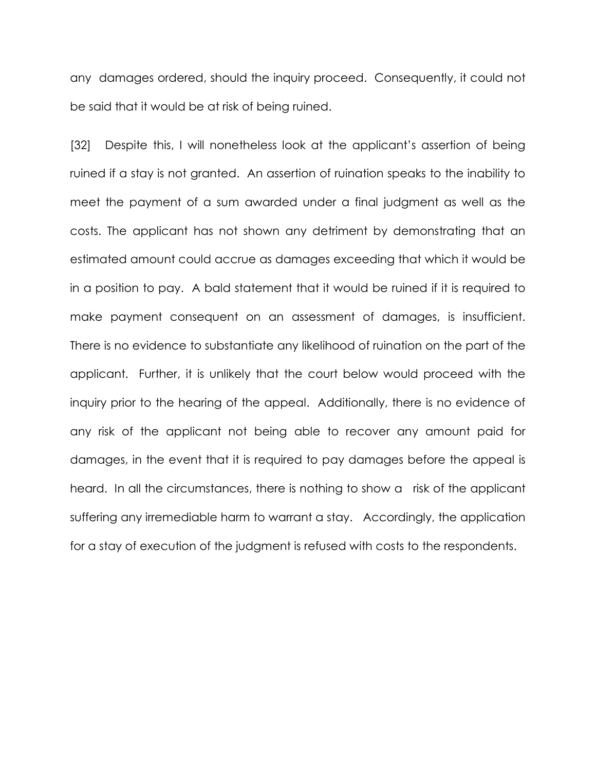any damages ordered, should the inquiry proceed. Consequently, it could not be said that it would be at risk of being ruined.

[32] Despite this, I will nonetheless look at the applicant's assertion of being ruined if a stay is not granted. An assertion of ruination speaks to the inability to meet the payment of a sum awarded under a final judgment as well as the costs. The applicant has not shown any detriment by demonstrating that an estimated amount could accrue as damages exceeding that which it would be in a position to pay. A bald statement that it would be ruined if it is required to make payment consequent on an assessment of damages, is insufficient. There is no evidence to substantiate any likelihood of ruination on the part of the applicant. Further, it is unlikely that the court below would proceed with the inquiry prior to the hearing of the appeal. Additionally, there is no evidence of any risk of the applicant not being able to recover any amount paid for damages, in the event that it is required to pay damages before the appeal is heard. In all the circumstances, there is nothing to show a risk of the applicant suffering any irremediable harm to warrant a stay. Accordingly, the application for a stay of execution of the judgment is refused with costs to the respondents.